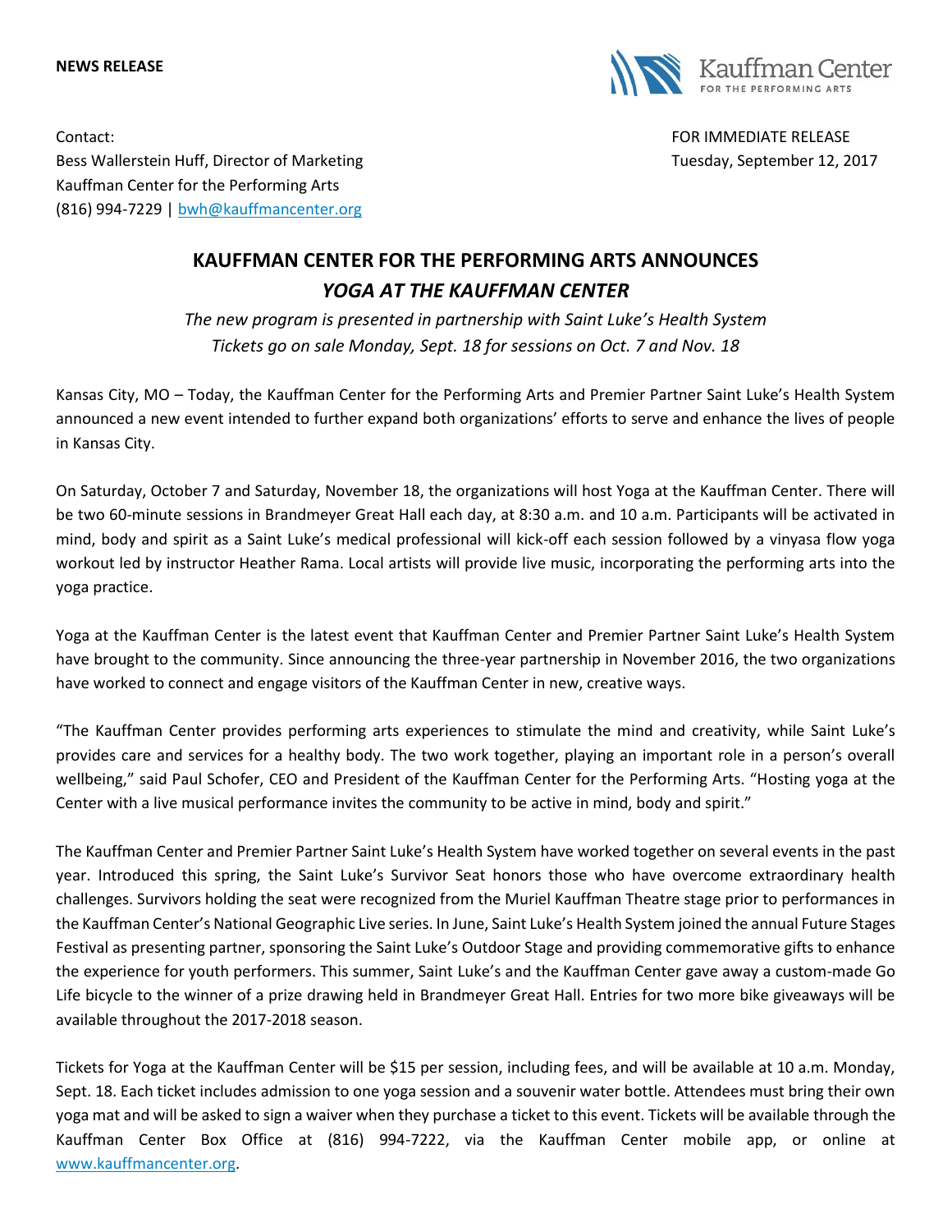**NEWS RELEASE**

Kauffman Center FOR THE PERFORMING ARTS

Contact:
Bess Wallerstein Huff, Director of Marketing
Kauffman Center for the Performing Arts
(816) 994-7229 | bwh@kauffmancenter.org

FOR IMMEDIATE RELEASE
Tuesday, September 12, 2017

# KAUFFMAN CENTER FOR THE PERFORMING ARTS ANNOUNCES *YOGA AT THE KAUFFMAN CENTER*

*The new program is presented in partnership with Saint Luke's Health System*
*Tickets go on sale Monday, Sept. 18 for sessions on Oct. 7 and Nov. 18*

Kansas City, MO – Today, the Kauffman Center for the Performing Arts and Premier Partner Saint Luke's Health System announced a new event intended to further expand both organizations' efforts to serve and enhance the lives of people in Kansas City.

On Saturday, October 7 and Saturday, November 18, the organizations will host Yoga at the Kauffman Center. There will be two 60-minute sessions in Brandmeyer Great Hall each day, at 8:30 a.m. and 10 a.m. Participants will be activated in mind, body and spirit as a Saint Luke's medical professional will kick-off each session followed by a vinyasa flow yoga workout led by instructor Heather Rama. Local artists will provide live music, incorporating the performing arts into the yoga practice.

Yoga at the Kauffman Center is the latest event that Kauffman Center and Premier Partner Saint Luke's Health System have brought to the community. Since announcing the three-year partnership in November 2016, the two organizations have worked to connect and engage visitors of the Kauffman Center in new, creative ways.

"The Kauffman Center provides performing arts experiences to stimulate the mind and creativity, while Saint Luke's provides care and services for a healthy body. The two work together, playing an important role in a person's overall wellbeing," said Paul Schofer, CEO and President of the Kauffman Center for the Performing Arts. "Hosting yoga at the Center with a live musical performance invites the community to be active in mind, body and spirit."

The Kauffman Center and Premier Partner Saint Luke's Health System have worked together on several events in the past year. Introduced this spring, the Saint Luke's Survivor Seat honors those who have overcome extraordinary health challenges. Survivors holding the seat were recognized from the Muriel Kauffman Theatre stage prior to performances in the Kauffman Center's National Geographic Live series. In June, Saint Luke's Health System joined the annual Future Stages Festival as presenting partner, sponsoring the Saint Luke's Outdoor Stage and providing commemorative gifts to enhance the experience for youth performers. This summer, Saint Luke's and the Kauffman Center gave away a custom-made Go Life bicycle to the winner of a prize drawing held in Brandmeyer Great Hall. Entries for two more bike giveaways will be available throughout the 2017-2018 season.

Tickets for Yoga at the Kauffman Center will be $15 per session, including fees, and will be available at 10 a.m. Monday, Sept. 18. Each ticket includes admission to one yoga session and a souvenir water bottle. Attendees must bring their own yoga mat and will be asked to sign a waiver when they purchase a ticket to this event. Tickets will be available through the Kauffman Center Box Office at (816) 994-7222, via the Kauffman Center mobile app, or online at www.kauffmancenter.org.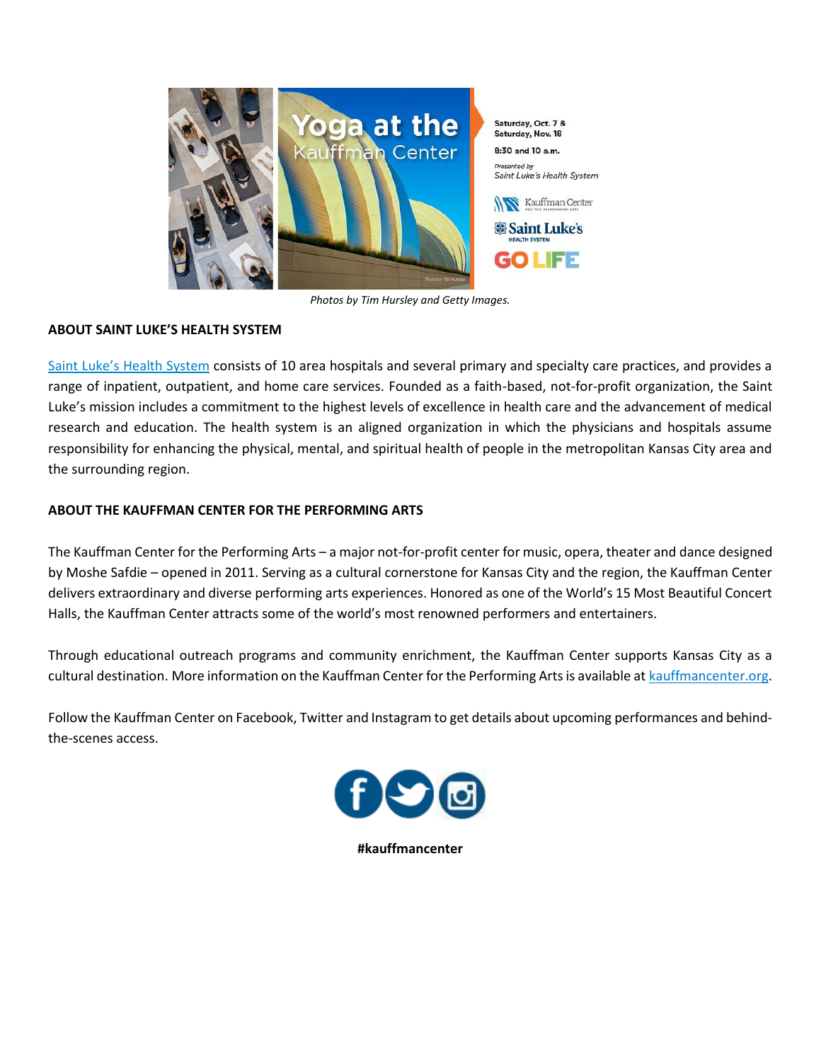*Photos by Tim Hursley and Getty Images.*

**ABOUT SAINT LUKE'S HEALTH SYSTEM**

Saint Luke's Health System consists of 10 area hospitals and several primary and specialty care practices, and provides a range of inpatient, outpatient, and home care services. Founded as a faith-based, not-for-profit organization, the Saint Luke's mission includes a commitment to the highest levels of excellence in health care and the advancement of medical research and education. The health system is an aligned organization in which the physicians and hospitals assume responsibility for enhancing the physical, mental, and spiritual health of people in the metropolitan Kansas City area and the surrounding region.

**ABOUT THE KAUFFMAN CENTER FOR THE PERFORMING ARTS**

The Kauffman Center for the Performing Arts – a major not-for-profit center for music, opera, theater and dance designed by Moshe Safdie – opened in 2011. Serving as a cultural cornerstone for Kansas City and the region, the Kauffman Center delivers extraordinary and diverse performing arts experiences. Honored as one of the World's 15 Most Beautiful Concert Halls, the Kauffman Center attracts some of the world's most renowned performers and entertainers.

Through educational outreach programs and community enrichment, the Kauffman Center supports Kansas City as a cultural destination. More information on the Kauffman Center for the Performing Arts is available at kauffmancenter.org.

Follow the Kauffman Center on Facebook, Twitter and Instagram to get details about upcoming performances and behind-the-scenes access.

**#kauffmancenter**